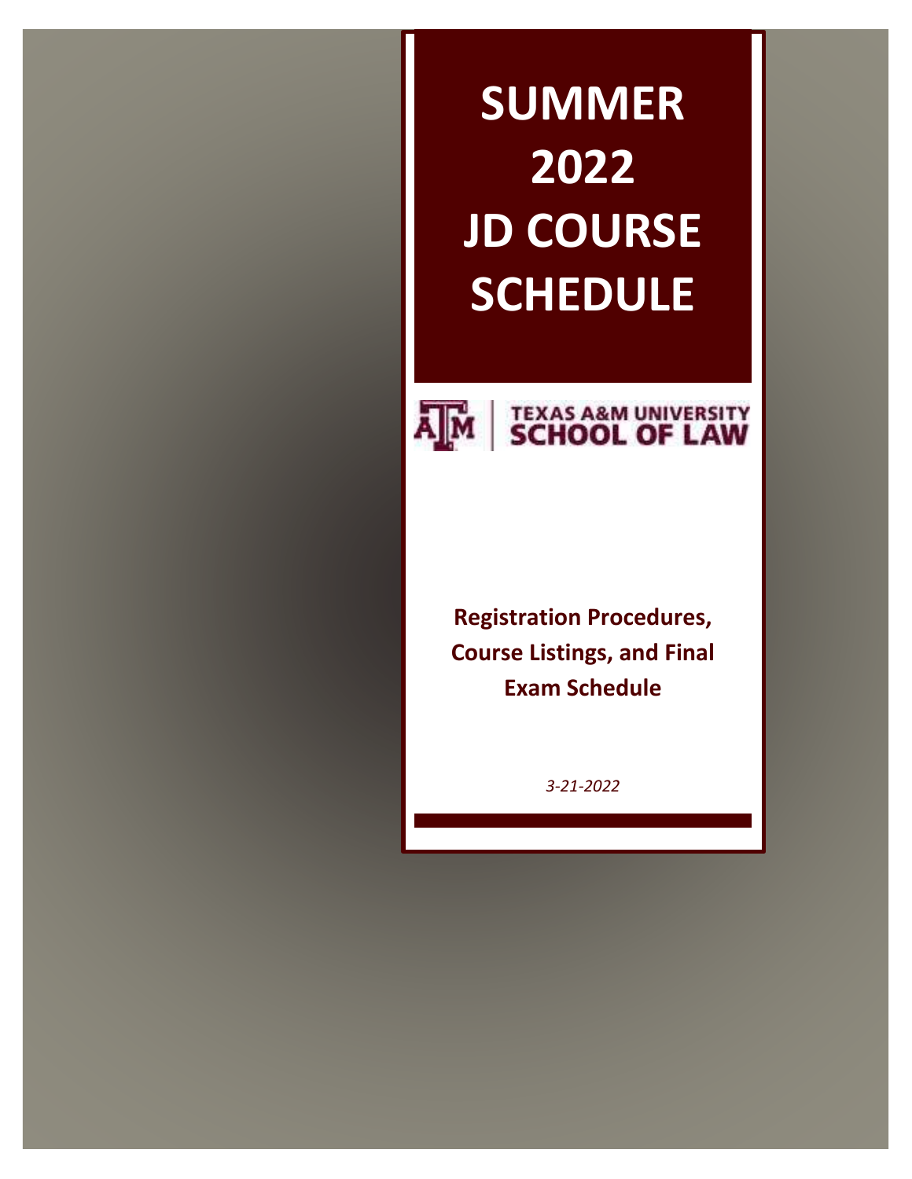# SUMMER 2022 JD COURSE SCHEDULE

TEXAS A&M UNIVERSITY
SCHOOL OF LAW

**Registration Procedures, Course Listings, and Final Exam Schedule**

*3-21-2022*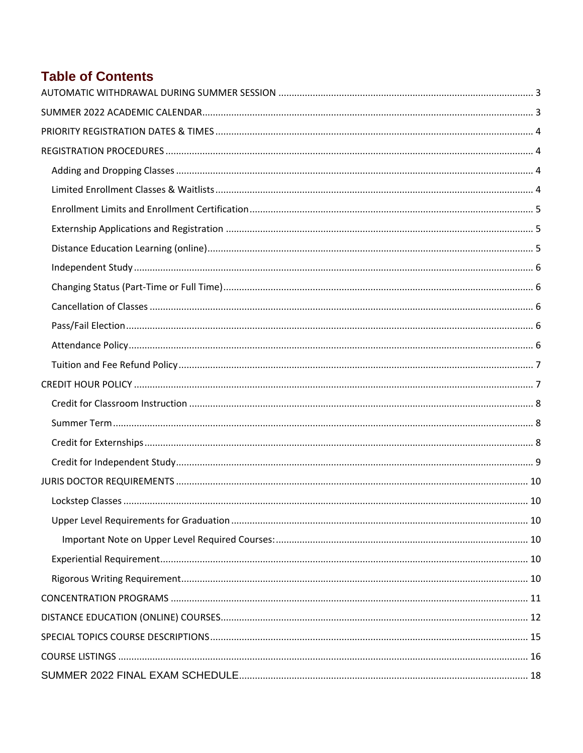# Table of Contents

AUTOMATIC WITHDRAWAL DURING SUMMER SESSION ..... 3

SUMMER 2022 ACADEMIC CALENDAR ..... 3

PRIORITY REGISTRATION DATES & TIMES ..... 4

REGISTRATION PROCEDURES ..... 4

- Adding and Dropping Classes ..... 4
- Limited Enrollment Classes & Waitlists ..... 4
- Enrollment Limits and Enrollment Certification ..... 5
- Externship Applications and Registration ..... 5
- Distance Education Learning (online) ..... 5
- Independent Study ..... 6
- Changing Status (Part-Time or Full Time) ..... 6
- Cancellation of Classes ..... 6
- Pass/Fail Election ..... 6
- Attendance Policy ..... 6
- Tuition and Fee Refund Policy ..... 7

CREDIT HOUR POLICY ..... 7

- Credit for Classroom Instruction ..... 8
- Summer Term ..... 8
- Credit for Externships ..... 8
- Credit for Independent Study ..... 9

JURIS DOCTOR REQUIREMENTS ..... 10

- Lockstep Classes ..... 10
- Upper Level Requirements for Graduation ..... 10
  - Important Note on Upper Level Required Courses: ..... 10
- Experiential Requirement ..... 10
- Rigorous Writing Requirement ..... 10

CONCENTRATION PROGRAMS ..... 11

DISTANCE EDUCATION (ONLINE) COURSES ..... 12

SPECIAL TOPICS COURSE DESCRIPTIONS ..... 15

COURSE LISTINGS ..... 16

SUMMER 2022 FINAL EXAM SCHEDULE ..... 18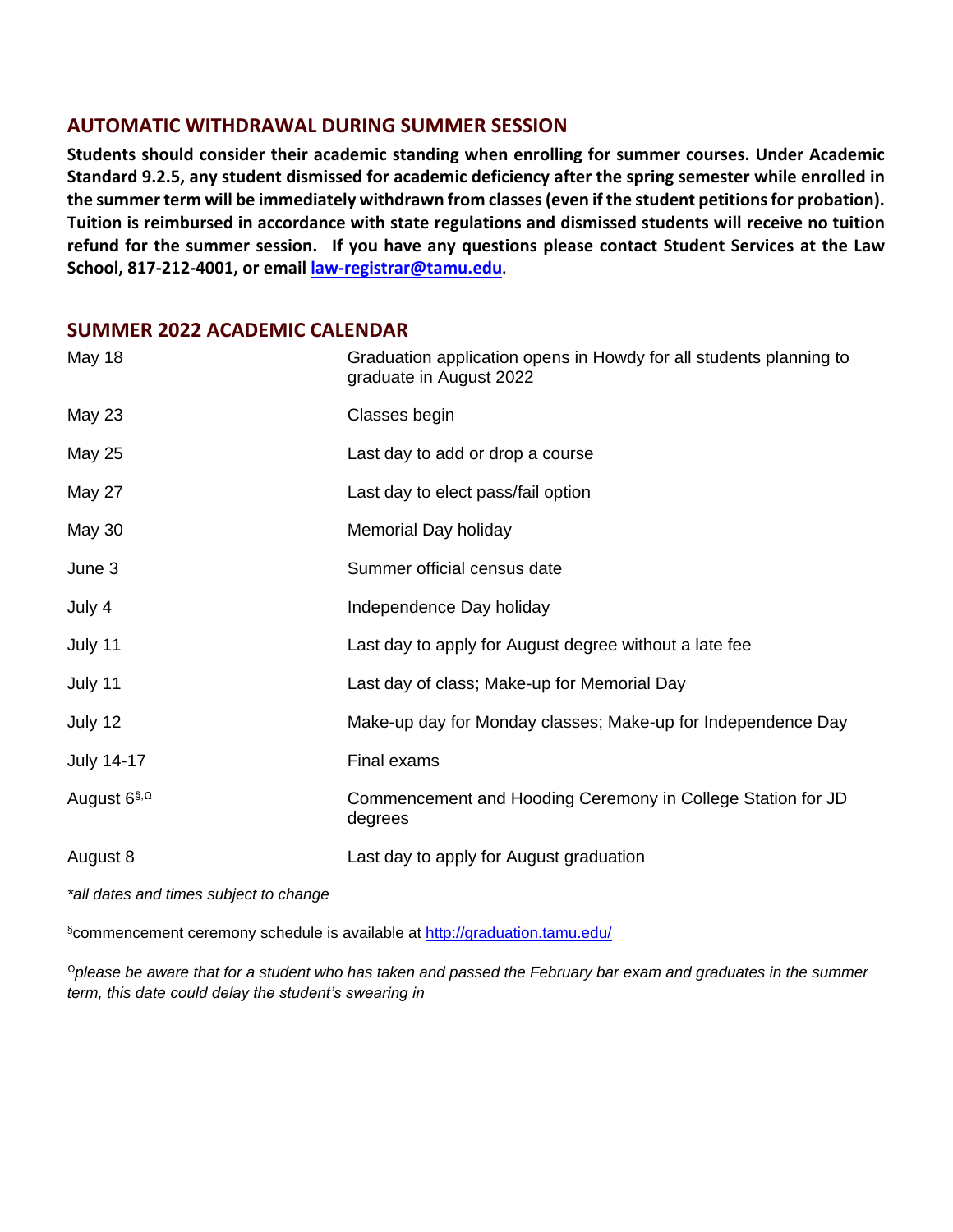## AUTOMATIC WITHDRAWAL DURING SUMMER SESSION

**Students should consider their academic standing when enrolling for summer courses. Under Academic Standard 9.2.5, any student dismissed for academic deficiency after the spring semester while enrolled in the summer term will be immediately withdrawn from classes (even if the student petitions for probation). Tuition is reimbursed in accordance with state regulations and dismissed students will receive no tuition refund for the summer session. If you have any questions please contact Student Services at the Law School, 817-212-4001, or email [law-registrar@tamu.edu](mailto:law-registrar@tamu.edu).**

## SUMMER 2022 ACADEMIC CALENDAR

| | |
|---|---|
| May 18 | Graduation application opens in Howdy for all students planning to graduate in August 2022 |
| May 23 | Classes begin |
| May 25 | Last day to add or drop a course |
| May 27 | Last day to elect pass/fail option |
| May 30 | Memorial Day holiday |
| June 3 | Summer official census date |
| July 4 | Independence Day holiday |
| July 11 | Last day to apply for August degree without a late fee |
| July 11 | Last day of class; Make-up for Memorial Day |
| July 12 | Make-up day for Monday classes; Make-up for Independence Day |
| July 14-17 | Final exams |
| August 6[§,Ω] | Commencement and Hooding Ceremony in College Station for JD degrees |
| August 8 | Last day to apply for August graduation |

*\*all dates and times subject to change*

[§]commencement ceremony schedule is available at [http://graduation.tamu.edu/](http://graduation.tamu.edu/)

[Ω]*please be aware that for a student who has taken and passed the February bar exam and graduates in the summer term, this date could delay the student's swearing in*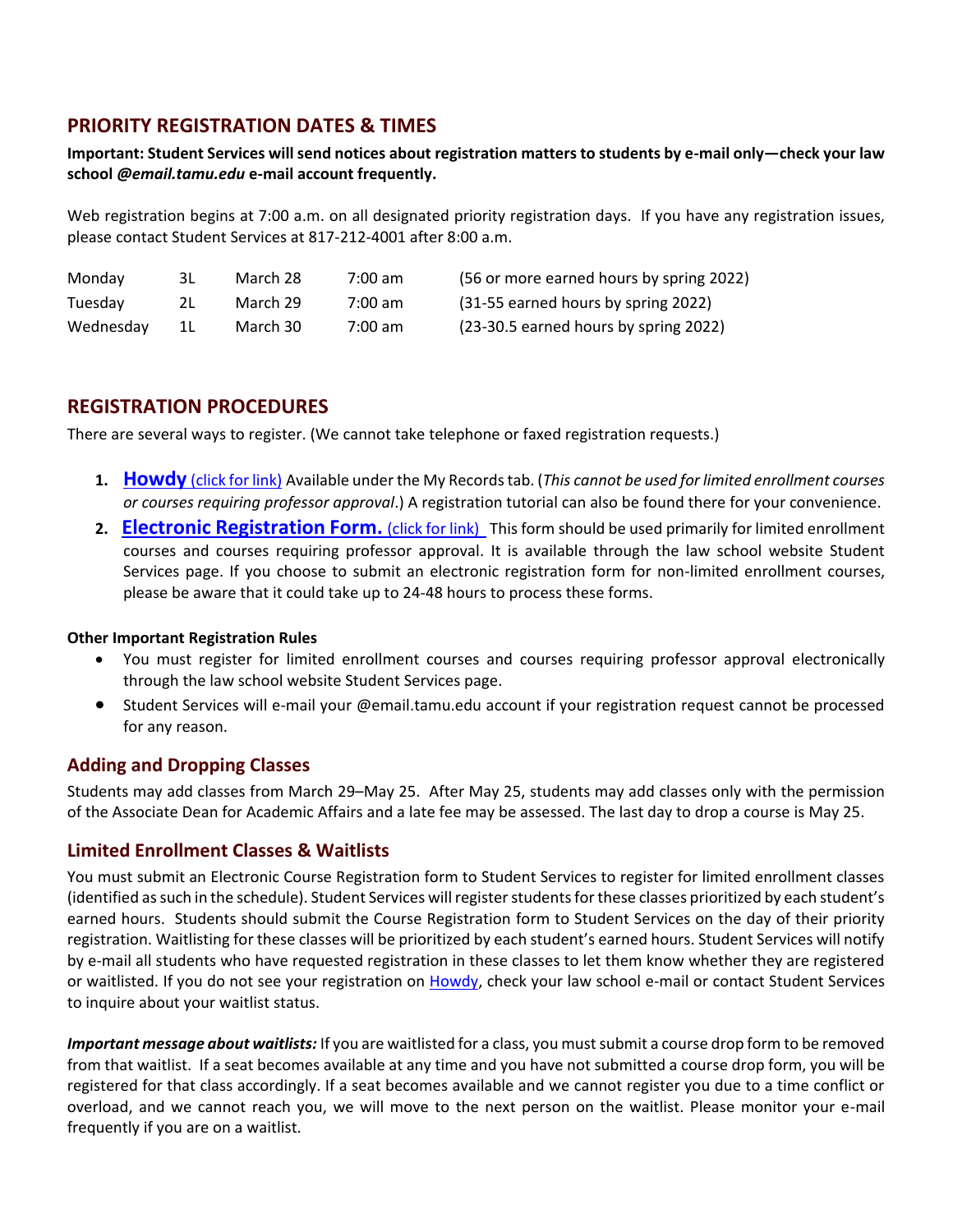## PRIORITY REGISTRATION DATES & TIMES

**Important: Student Services will send notices about registration matters to students by e-mail only—check your law school *@email.tamu.edu* e-mail account frequently.**

Web registration begins at 7:00 a.m. on all designated priority registration days. If you have any registration issues, please contact Student Services at 817-212-4001 after 8:00 a.m.

| | | | | |
|---|---|---|---|---|
| Monday | 3L | March 28 | 7:00 am | (56 or more earned hours by spring 2022) |
| Tuesday | 2L | March 29 | 7:00 am | (31-55 earned hours by spring 2022) |
| Wednesday | 1L | March 30 | 7:00 am | (23-30.5 earned hours by spring 2022) |

## REGISTRATION PROCEDURES

There are several ways to register. (We cannot take telephone or faxed registration requests.)

1. **Howdy** (click for link) Available under the My Records tab. (*This cannot be used for limited enrollment courses or courses requiring professor approval*.) A registration tutorial can also be found there for your convenience.
2. **Electronic Registration Form.** (click for link) This form should be used primarily for limited enrollment courses and courses requiring professor approval. It is available through the law school website Student Services page. If you choose to submit an electronic registration form for non-limited enrollment courses, please be aware that it could take up to 24-48 hours to process these forms.

**Other Important Registration Rules**

- You must register for limited enrollment courses and courses requiring professor approval electronically through the law school website Student Services page.
- Student Services will e-mail your @email.tamu.edu account if your registration request cannot be processed for any reason.

### Adding and Dropping Classes

Students may add classes from March 29–May 25. After May 25, students may add classes only with the permission of the Associate Dean for Academic Affairs and a late fee may be assessed. The last day to drop a course is May 25.

### Limited Enrollment Classes & Waitlists

You must submit an Electronic Course Registration form to Student Services to register for limited enrollment classes (identified as such in the schedule). Student Services will register students for these classes prioritized by each student's earned hours. Students should submit the Course Registration form to Student Services on the day of their priority registration. Waitlisting for these classes will be prioritized by each student's earned hours. Student Services will notify by e-mail all students who have requested registration in these classes to let them know whether they are registered or waitlisted. If you do not see your registration on Howdy, check your law school e-mail or contact Student Services to inquire about your waitlist status.

***Important message about waitlists:*** If you are waitlisted for a class, you must submit a course drop form to be removed from that waitlist. If a seat becomes available at any time and you have not submitted a course drop form, you will be registered for that class accordingly. If a seat becomes available and we cannot register you due to a time conflict or overload, and we cannot reach you, we will move to the next person on the waitlist. Please monitor your e-mail frequently if you are on a waitlist.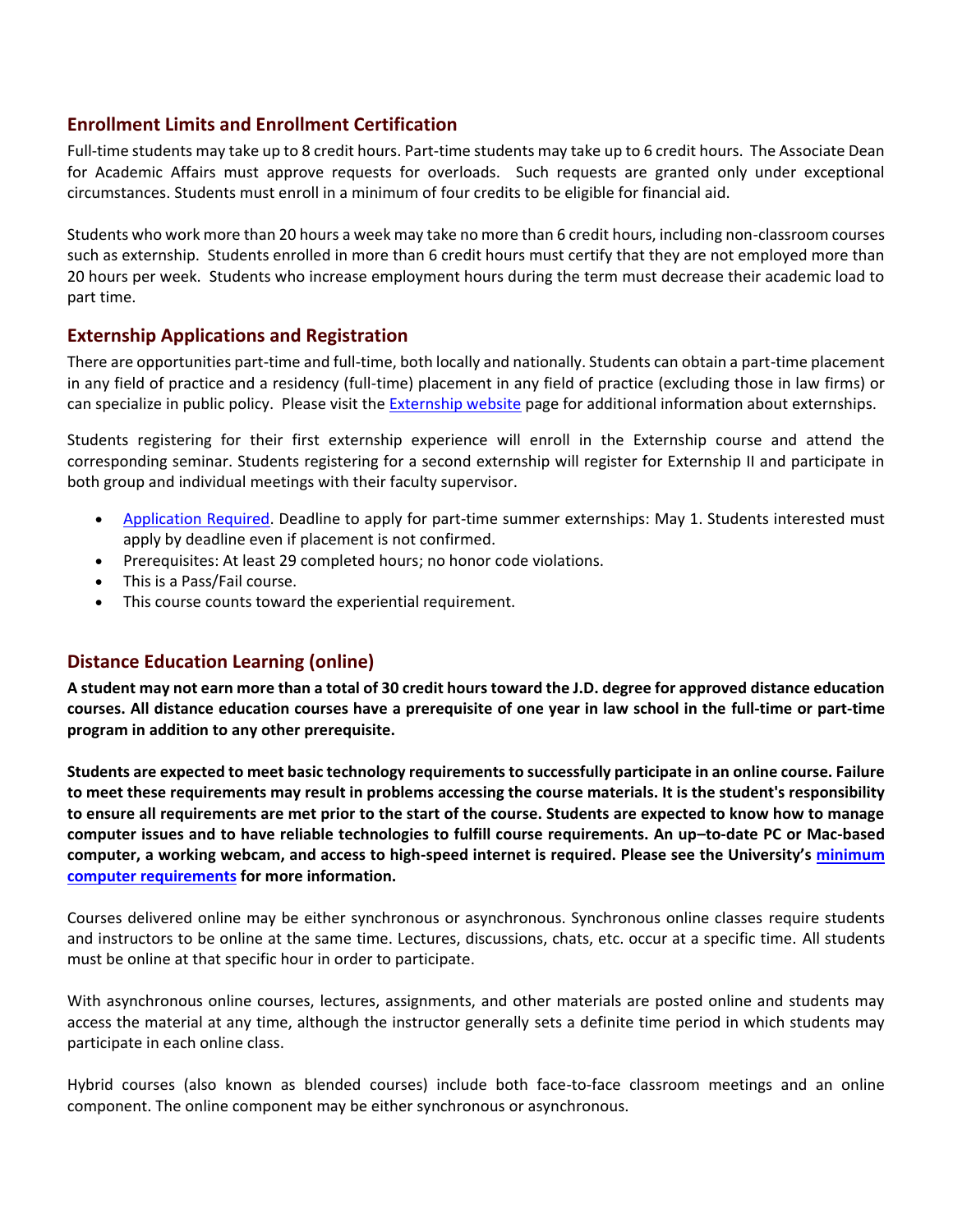## Enrollment Limits and Enrollment Certification

Full-time students may take up to 8 credit hours. Part-time students may take up to 6 credit hours. The Associate Dean for Academic Affairs must approve requests for overloads. Such requests are granted only under exceptional circumstances. Students must enroll in a minimum of four credits to be eligible for financial aid.

Students who work more than 20 hours a week may take no more than 6 credit hours, including non-classroom courses such as externship. Students enrolled in more than 6 credit hours must certify that they are not employed more than 20 hours per week. Students who increase employment hours during the term must decrease their academic load to part time.

## Externship Applications and Registration

There are opportunities part-time and full-time, both locally and nationally. Students can obtain a part-time placement in any field of practice and a residency (full-time) placement in any field of practice (excluding those in law firms) or can specialize in public policy. Please visit the [Externship website]() page for additional information about externships.

Students registering for their first externship experience will enroll in the Externship course and attend the corresponding seminar. Students registering for a second externship will register for Externship II and participate in both group and individual meetings with their faculty supervisor.

- [Application Required](). Deadline to apply for part-time summer externships: May 1. Students interested must apply by deadline even if placement is not confirmed.
- Prerequisites: At least 29 completed hours; no honor code violations.
- This is a Pass/Fail course.
- This course counts toward the experiential requirement.

## Distance Education Learning (online)

**A student may not earn more than a total of 30 credit hours toward the J.D. degree for approved distance education courses. All distance education courses have a prerequisite of one year in law school in the full-time or part-time program in addition to any other prerequisite.**

**Students are expected to meet basic technology requirements to successfully participate in an online course. Failure to meet these requirements may result in problems accessing the course materials. It is the student's responsibility to ensure all requirements are met prior to the start of the course. Students are expected to know how to manage computer issues and to have reliable technologies to fulfill course requirements. An up–to-date PC or Mac-based computer, a working webcam, and access to high-speed internet is required. Please see the University's [minimum computer requirements]() for more information.**

Courses delivered online may be either synchronous or asynchronous. Synchronous online classes require students and instructors to be online at the same time. Lectures, discussions, chats, etc. occur at a specific time. All students must be online at that specific hour in order to participate.

With asynchronous online courses, lectures, assignments, and other materials are posted online and students may access the material at any time, although the instructor generally sets a definite time period in which students may participate in each online class.

Hybrid courses (also known as blended courses) include both face-to-face classroom meetings and an online component. The online component may be either synchronous or asynchronous.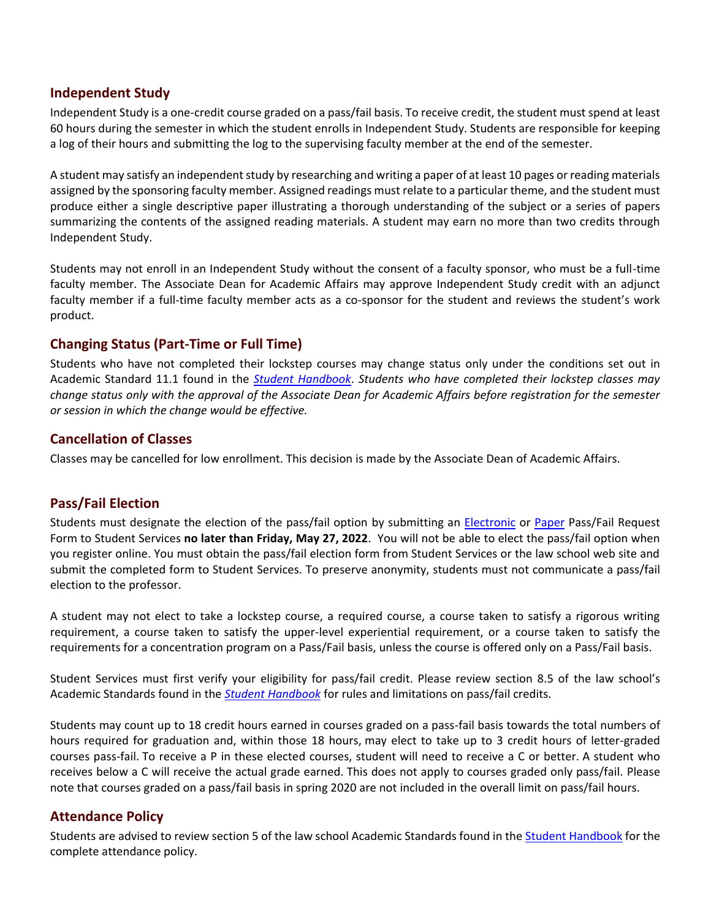## Independent Study

Independent Study is a one-credit course graded on a pass/fail basis. To receive credit, the student must spend at least 60 hours during the semester in which the student enrolls in Independent Study. Students are responsible for keeping a log of their hours and submitting the log to the supervising faculty member at the end of the semester.

A student may satisfy an independent study by researching and writing a paper of at least 10 pages or reading materials assigned by the sponsoring faculty member. Assigned readings must relate to a particular theme, and the student must produce either a single descriptive paper illustrating a thorough understanding of the subject or a series of papers summarizing the contents of the assigned reading materials. A student may earn no more than two credits through Independent Study.

Students may not enroll in an Independent Study without the consent of a faculty sponsor, who must be a full-time faculty member. The Associate Dean for Academic Affairs may approve Independent Study credit with an adjunct faculty member if a full-time faculty member acts as a co-sponsor for the student and reviews the student's work product.

## Changing Status (Part-Time or Full Time)

Students who have not completed their lockstep courses may change status only under the conditions set out in Academic Standard 11.1 found in the *Student Handbook*. *Students who have completed their lockstep classes may change status only with the approval of the Associate Dean for Academic Affairs before registration for the semester or session in which the change would be effective.*

## Cancellation of Classes

Classes may be cancelled for low enrollment. This decision is made by the Associate Dean of Academic Affairs.

## Pass/Fail Election

Students must designate the election of the pass/fail option by submitting an Electronic or Paper Pass/Fail Request Form to Student Services **no later than Friday, May 27, 2022**. You will not be able to elect the pass/fail option when you register online. You must obtain the pass/fail election form from Student Services or the law school web site and submit the completed form to Student Services. To preserve anonymity, students must not communicate a pass/fail election to the professor.

A student may not elect to take a lockstep course, a required course, a course taken to satisfy a rigorous writing requirement, a course taken to satisfy the upper-level experiential requirement, or a course taken to satisfy the requirements for a concentration program on a Pass/Fail basis, unless the course is offered only on a Pass/Fail basis.

Student Services must first verify your eligibility for pass/fail credit. Please review section 8.5 of the law school's Academic Standards found in the *Student Handbook* for rules and limitations on pass/fail credits.

Students may count up to 18 credit hours earned in courses graded on a pass-fail basis towards the total numbers of hours required for graduation and, within those 18 hours, may elect to take up to 3 credit hours of letter-graded courses pass-fail. To receive a P in these elected courses, student will need to receive a C or better. A student who receives below a C will receive the actual grade earned. This does not apply to courses graded only pass/fail. Please note that courses graded on a pass/fail basis in spring 2020 are not included in the overall limit on pass/fail hours.

## Attendance Policy

Students are advised to review section 5 of the law school Academic Standards found in the Student Handbook for the complete attendance policy.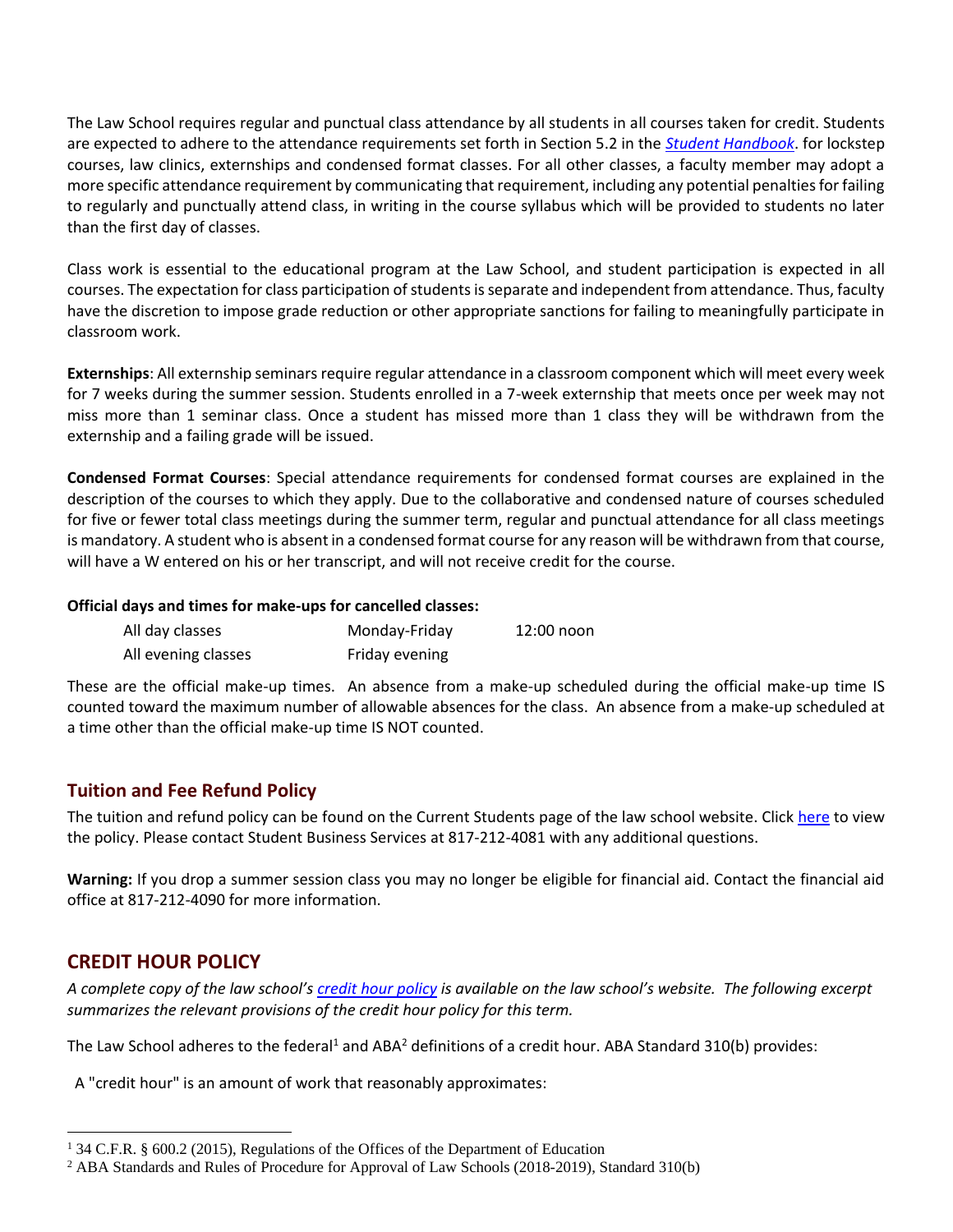The Law School requires regular and punctual class attendance by all students in all courses taken for credit. Students are expected to adhere to the attendance requirements set forth in Section 5.2 in the [*Student Handbook*](). for lockstep courses, law clinics, externships and condensed format classes. For all other classes, a faculty member may adopt a more specific attendance requirement by communicating that requirement, including any potential penalties for failing to regularly and punctually attend class, in writing in the course syllabus which will be provided to students no later than the first day of classes.

Class work is essential to the educational program at the Law School, and student participation is expected in all courses. The expectation for class participation of students is separate and independent from attendance. Thus, faculty have the discretion to impose grade reduction or other appropriate sanctions for failing to meaningfully participate in classroom work.

**Externships**: All externship seminars require regular attendance in a classroom component which will meet every week for 7 weeks during the summer session. Students enrolled in a 7-week externship that meets once per week may not miss more than 1 seminar class. Once a student has missed more than 1 class they will be withdrawn from the externship and a failing grade will be issued.

**Condensed Format Courses**: Special attendance requirements for condensed format courses are explained in the description of the courses to which they apply. Due to the collaborative and condensed nature of courses scheduled for five or fewer total class meetings during the summer term, regular and punctual attendance for all class meetings is mandatory. A student who is absent in a condensed format course for any reason will be withdrawn from that course, will have a W entered on his or her transcript, and will not receive credit for the course.

**Official days and times for make-ups for cancelled classes:**

| | | |
|---|---|---|
| All day classes | Monday-Friday | 12:00 noon |
| All evening classes | Friday evening | |

These are the official make-up times. An absence from a make-up scheduled during the official make-up time IS counted toward the maximum number of allowable absences for the class. An absence from a make-up scheduled at a time other than the official make-up time IS NOT counted.

## Tuition and Fee Refund Policy

The tuition and refund policy can be found on the Current Students page of the law school website. Click [here]() to view the policy. Please contact Student Business Services at 817-212-4081 with any additional questions.

**Warning:** If you drop a summer session class you may no longer be eligible for financial aid. Contact the financial aid office at 817-212-4090 for more information.

## CREDIT HOUR POLICY

*A complete copy of the law school's [credit hour policy]() is available on the law school's website. The following excerpt summarizes the relevant provisions of the credit hour policy for this term.*

The Law School adheres to the federal[1] and ABA[2] definitions of a credit hour. ABA Standard 310(b) provides:

A "credit hour" is an amount of work that reasonably approximates:

[1] 34 C.F.R. § 600.2 (2015), Regulations of the Offices of the Department of Education

[2] ABA Standards and Rules of Procedure for Approval of Law Schools (2018-2019), Standard 310(b)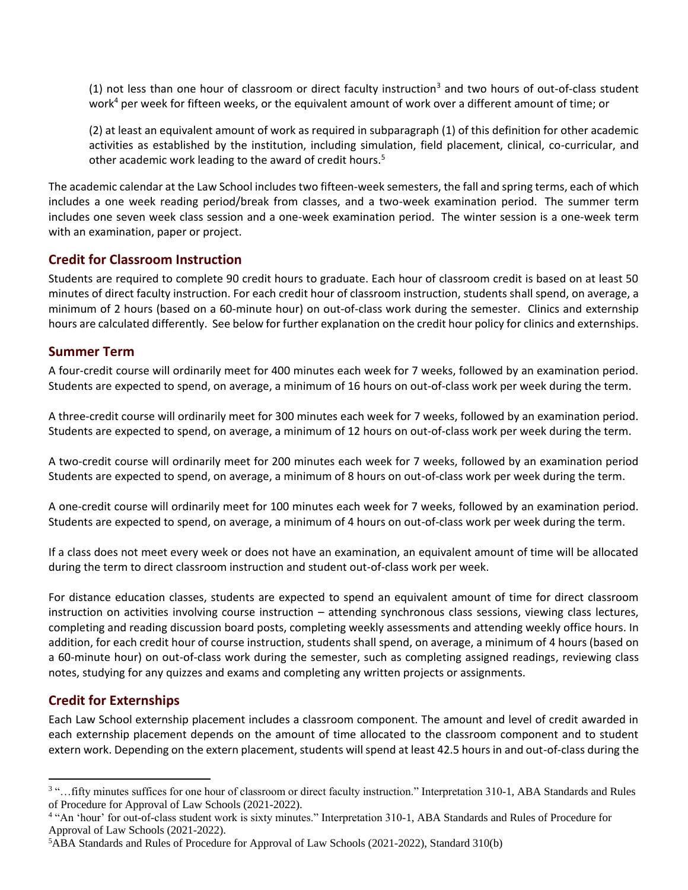(1) not less than one hour of classroom or direct faculty instruction[3] and two hours of out-of-class student work[4] per week for fifteen weeks, or the equivalent amount of work over a different amount of time; or

(2) at least an equivalent amount of work as required in subparagraph (1) of this definition for other academic activities as established by the institution, including simulation, field placement, clinical, co-curricular, and other academic work leading to the award of credit hours.[5]

The academic calendar at the Law School includes two fifteen-week semesters, the fall and spring terms, each of which includes a one week reading period/break from classes, and a two-week examination period. The summer term includes one seven week class session and a one-week examination period. The winter session is a one-week term with an examination, paper or project.

## Credit for Classroom Instruction

Students are required to complete 90 credit hours to graduate. Each hour of classroom credit is based on at least 50 minutes of direct faculty instruction. For each credit hour of classroom instruction, students shall spend, on average, a minimum of 2 hours (based on a 60-minute hour) on out-of-class work during the semester. Clinics and externship hours are calculated differently. See below for further explanation on the credit hour policy for clinics and externships.

## Summer Term

A four-credit course will ordinarily meet for 400 minutes each week for 7 weeks, followed by an examination period. Students are expected to spend, on average, a minimum of 16 hours on out-of-class work per week during the term.

A three-credit course will ordinarily meet for 300 minutes each week for 7 weeks, followed by an examination period. Students are expected to spend, on average, a minimum of 12 hours on out-of-class work per week during the term.

A two-credit course will ordinarily meet for 200 minutes each week for 7 weeks, followed by an examination period Students are expected to spend, on average, a minimum of 8 hours on out-of-class work per week during the term.

A one-credit course will ordinarily meet for 100 minutes each week for 7 weeks, followed by an examination period. Students are expected to spend, on average, a minimum of 4 hours on out-of-class work per week during the term.

If a class does not meet every week or does not have an examination, an equivalent amount of time will be allocated during the term to direct classroom instruction and student out-of-class work per week.

For distance education classes, students are expected to spend an equivalent amount of time for direct classroom instruction on activities involving course instruction – attending synchronous class sessions, viewing class lectures, completing and reading discussion board posts, completing weekly assessments and attending weekly office hours. In addition, for each credit hour of course instruction, students shall spend, on average, a minimum of 4 hours (based on a 60-minute hour) on out-of-class work during the semester, such as completing assigned readings, reviewing class notes, studying for any quizzes and exams and completing any written projects or assignments.

## Credit for Externships

Each Law School externship placement includes a classroom component. The amount and level of credit awarded in each externship placement depends on the amount of time allocated to the classroom component and to student extern work. Depending on the extern placement, students will spend at least 42.5 hours in and out-of-class during the

---

[3] "…fifty minutes suffices for one hour of classroom or direct faculty instruction." Interpretation 310-1, ABA Standards and Rules of Procedure for Approval of Law Schools (2021-2022).

[4] "An 'hour' for out-of-class student work is sixty minutes." Interpretation 310-1, ABA Standards and Rules of Procedure for Approval of Law Schools (2021-2022).

[5] ABA Standards and Rules of Procedure for Approval of Law Schools (2021-2022), Standard 310(b)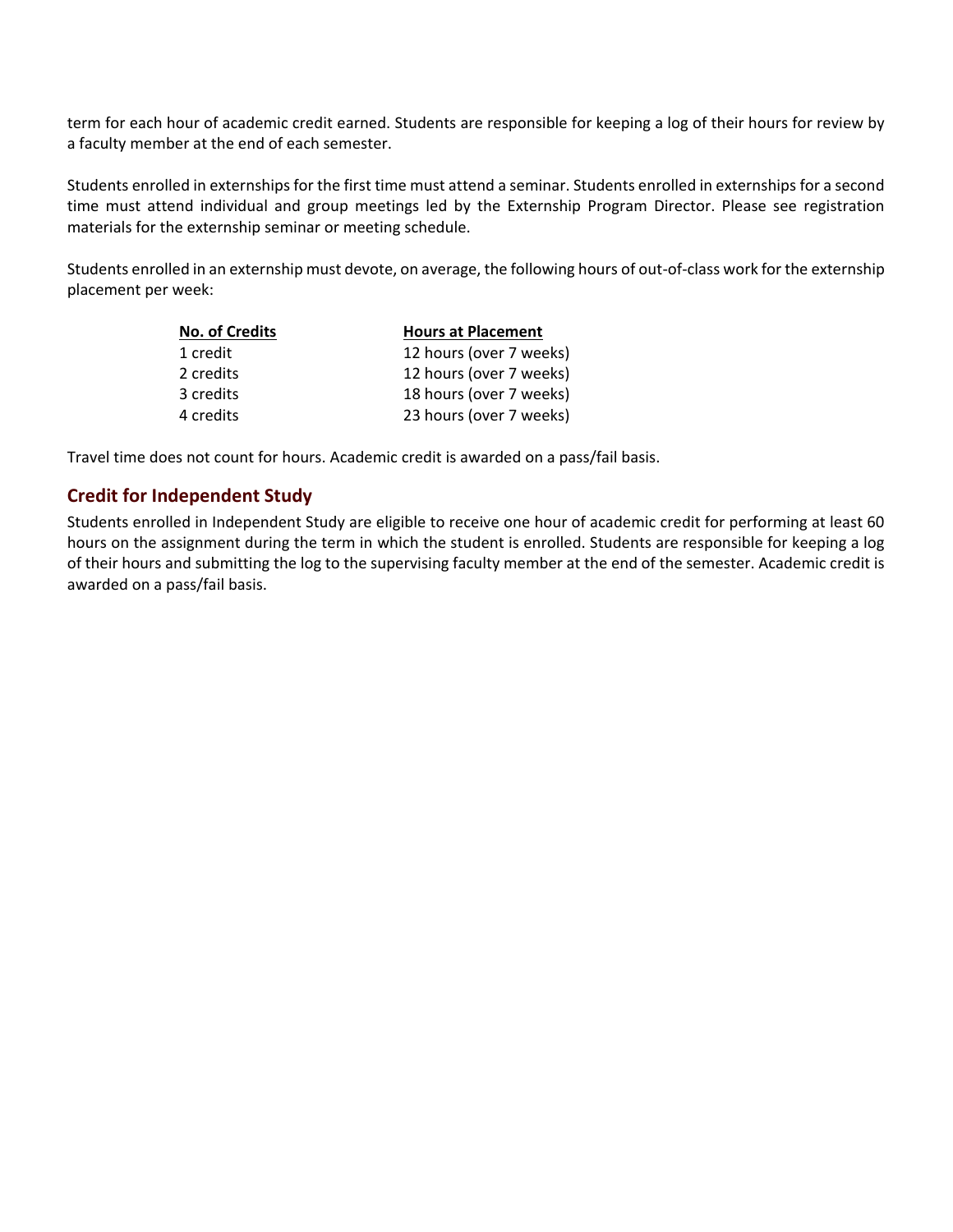term for each hour of academic credit earned. Students are responsible for keeping a log of their hours for review by a faculty member at the end of each semester.

Students enrolled in externships for the first time must attend a seminar. Students enrolled in externships for a second time must attend individual and group meetings led by the Externship Program Director. Please see registration materials for the externship seminar or meeting schedule.

Students enrolled in an externship must devote, on average, the following hours of out-of-class work for the externship placement per week:

| No. of Credits | Hours at Placement |
|---|---|
| 1 credit | 12 hours (over 7 weeks) |
| 2 credits | 12 hours (over 7 weeks) |
| 3 credits | 18 hours (over 7 weeks) |
| 4 credits | 23 hours (over 7 weeks) |

Travel time does not count for hours. Academic credit is awarded on a pass/fail basis.

## Credit for Independent Study

Students enrolled in Independent Study are eligible to receive one hour of academic credit for performing at least 60 hours on the assignment during the term in which the student is enrolled. Students are responsible for keeping a log of their hours and submitting the log to the supervising faculty member at the end of the semester. Academic credit is awarded on a pass/fail basis.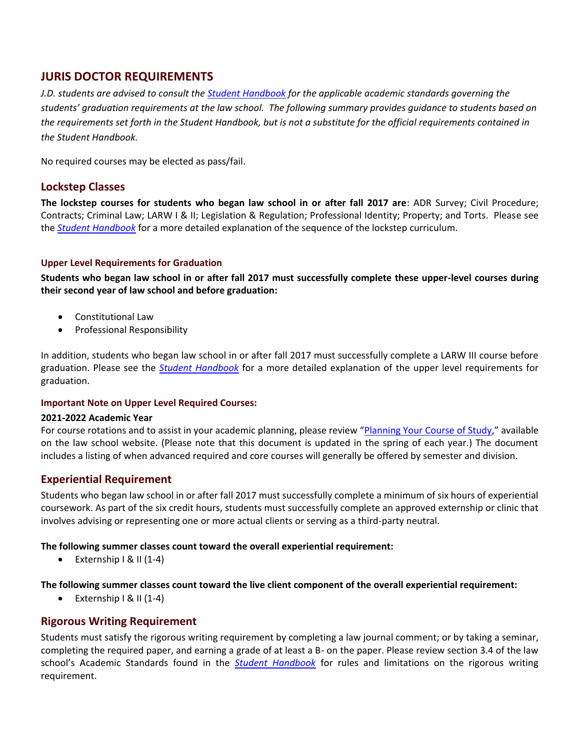## JURIS DOCTOR REQUIREMENTS

*J.D. students are advised to consult the Student Handbook for the applicable academic standards governing the students' graduation requirements at the law school. The following summary provides guidance to students based on the requirements set forth in the Student Handbook, but is not a substitute for the official requirements contained in the Student Handbook.*

No required courses may be elected as pass/fail.

### Lockstep Classes

**The lockstep courses for students who began law school in or after fall 2017 are**: ADR Survey; Civil Procedure; Contracts; Criminal Law; LARW I & II; Legislation & Regulation; Professional Identity; Property; and Torts. Please see the *Student Handbook* for a more detailed explanation of the sequence of the lockstep curriculum.

#### Upper Level Requirements for Graduation

**Students who began law school in or after fall 2017 must successfully complete these upper-level courses during their second year of law school and before graduation:**

- Constitutional Law
- Professional Responsibility

In addition, students who began law school in or after fall 2017 must successfully complete a LARW III course before graduation. Please see the *Student Handbook* for a more detailed explanation of the upper level requirements for graduation.

#### Important Note on Upper Level Required Courses:

**2021-2022 Academic Year**

For course rotations and to assist in your academic planning, please review "Planning Your Course of Study," available on the law school website. (Please note that this document is updated in the spring of each year.) The document includes a listing of when advanced required and core courses will generally be offered by semester and division.

### Experiential Requirement

Students who began law school in or after fall 2017 must successfully complete a minimum of six hours of experiential coursework. As part of the six credit hours, students must successfully complete an approved externship or clinic that involves advising or representing one or more actual clients or serving as a third-party neutral.

**The following summer classes count toward the overall experiential requirement:**

- Externship I & II (1-4)

**The following summer classes count toward the live client component of the overall experiential requirement:**

- Externship I & II (1-4)

### Rigorous Writing Requirement

Students must satisfy the rigorous writing requirement by completing a law journal comment; or by taking a seminar, completing the required paper, and earning a grade of at least a B- on the paper. Please review section 3.4 of the law school's Academic Standards found in the *Student Handbook* for rules and limitations on the rigorous writing requirement.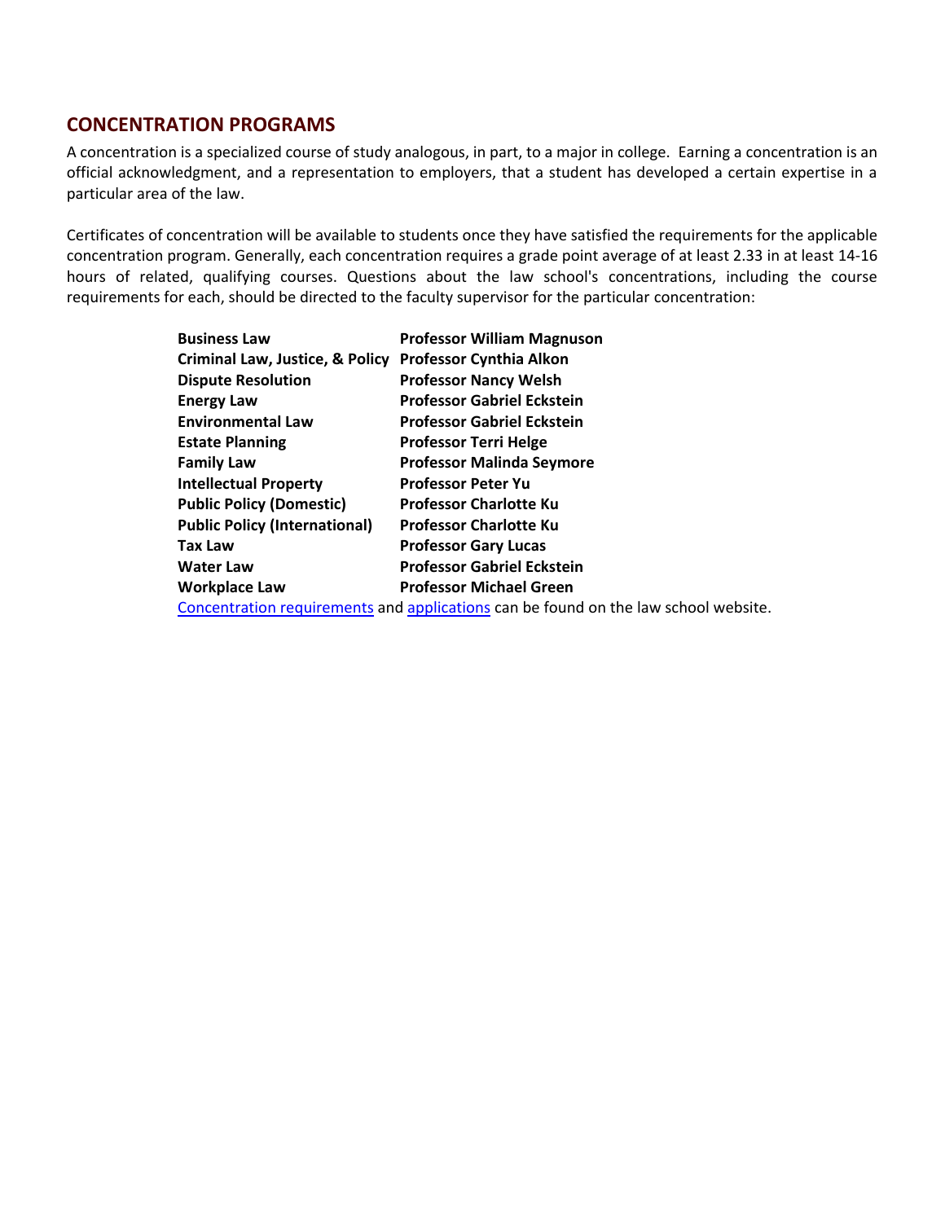## CONCENTRATION PROGRAMS

A concentration is a specialized course of study analogous, in part, to a major in college. Earning a concentration is an official acknowledgment, and a representation to employers, that a student has developed a certain expertise in a particular area of the law.

Certificates of concentration will be available to students once they have satisfied the requirements for the applicable concentration program. Generally, each concentration requires a grade point average of at least 2.33 in at least 14-16 hours of related, qualifying courses. Questions about the law school's concentrations, including the course requirements for each, should be directed to the faculty supervisor for the particular concentration:

| | |
|---|---|
| **Business Law** | **Professor William Magnuson** |
| **Criminal Law, Justice, & Policy** | **Professor Cynthia Alkon** |
| **Dispute Resolution** | **Professor Nancy Welsh** |
| **Energy Law** | **Professor Gabriel Eckstein** |
| **Environmental Law** | **Professor Gabriel Eckstein** |
| **Estate Planning** | **Professor Terri Helge** |
| **Family Law** | **Professor Malinda Seymore** |
| **Intellectual Property** | **Professor Peter Yu** |
| **Public Policy (Domestic)** | **Professor Charlotte Ku** |
| **Public Policy (International)** | **Professor Charlotte Ku** |
| **Tax Law** | **Professor Gary Lucas** |
| **Water Law** | **Professor Gabriel Eckstein** |
| **Workplace Law** | **Professor Michael Green** |

Concentration requirements and applications can be found on the law school website.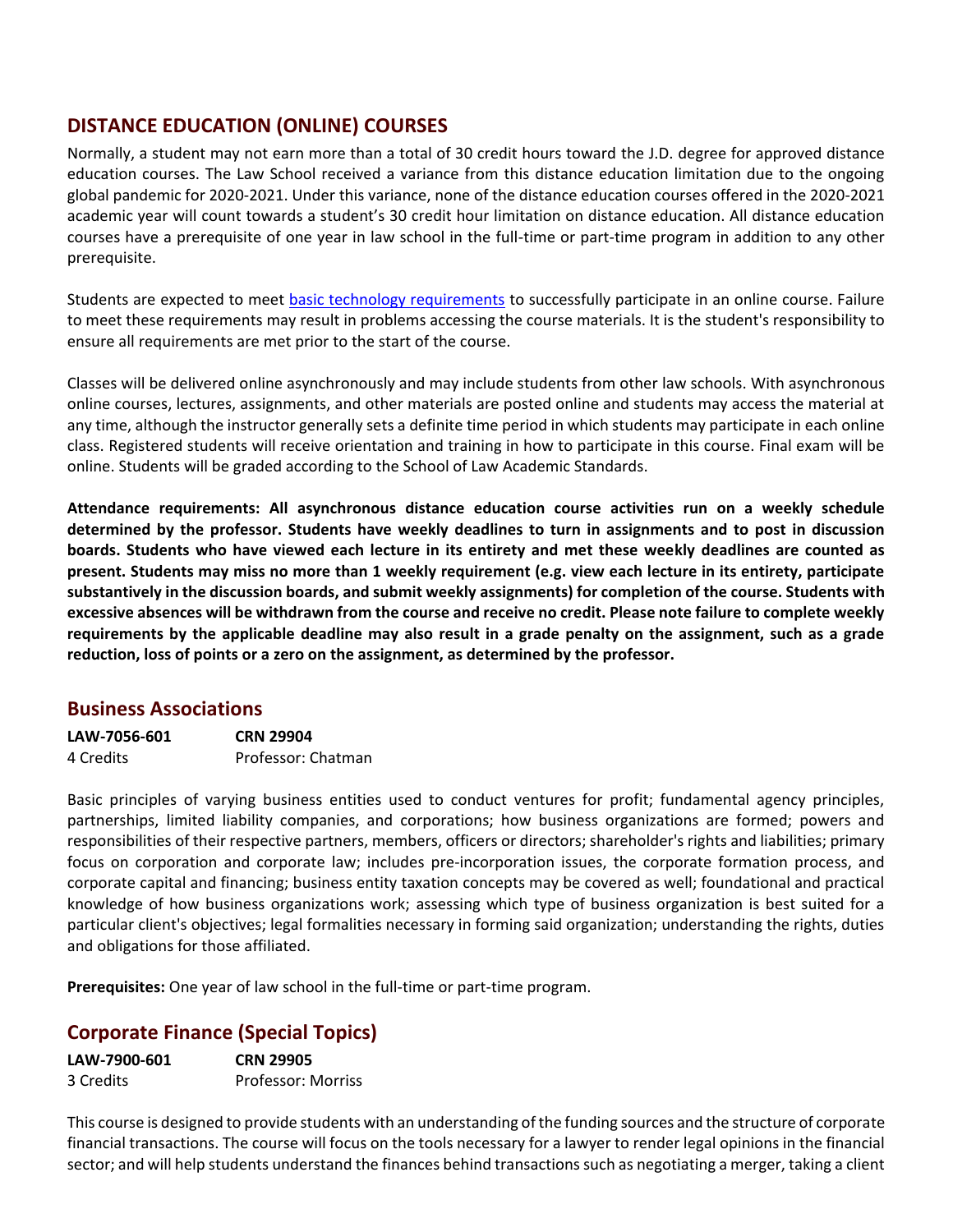## DISTANCE EDUCATION (ONLINE) COURSES

Normally, a student may not earn more than a total of 30 credit hours toward the J.D. degree for approved distance education courses. The Law School received a variance from this distance education limitation due to the ongoing global pandemic for 2020-2021. Under this variance, none of the distance education courses offered in the 2020-2021 academic year will count towards a student's 30 credit hour limitation on distance education. All distance education courses have a prerequisite of one year in law school in the full-time or part-time program in addition to any other prerequisite.

Students are expected to meet basic technology requirements to successfully participate in an online course. Failure to meet these requirements may result in problems accessing the course materials. It is the student's responsibility to ensure all requirements are met prior to the start of the course.

Classes will be delivered online asynchronously and may include students from other law schools. With asynchronous online courses, lectures, assignments, and other materials are posted online and students may access the material at any time, although the instructor generally sets a definite time period in which students may participate in each online class. Registered students will receive orientation and training in how to participate in this course. Final exam will be online. Students will be graded according to the School of Law Academic Standards.

**Attendance requirements: All asynchronous distance education course activities run on a weekly schedule determined by the professor. Students have weekly deadlines to turn in assignments and to post in discussion boards. Students who have viewed each lecture in its entirety and met these weekly deadlines are counted as present. Students may miss no more than 1 weekly requirement (e.g. view each lecture in its entirety, participate substantively in the discussion boards, and submit weekly assignments) for completion of the course. Students with excessive absences will be withdrawn from the course and receive no credit. Please note failure to complete weekly requirements by the applicable deadline may also result in a grade penalty on the assignment, such as a grade reduction, loss of points or a zero on the assignment, as determined by the professor.**

### Business Associations

**LAW-7056-601** **CRN 29904**
4 Credits Professor: Chatman

Basic principles of varying business entities used to conduct ventures for profit; fundamental agency principles, partnerships, limited liability companies, and corporations; how business organizations are formed; powers and responsibilities of their respective partners, members, officers or directors; shareholder's rights and liabilities; primary focus on corporation and corporate law; includes pre-incorporation issues, the corporate formation process, and corporate capital and financing; business entity taxation concepts may be covered as well; foundational and practical knowledge of how business organizations work; assessing which type of business organization is best suited for a particular client's objectives; legal formalities necessary in forming said organization; understanding the rights, duties and obligations for those affiliated.

**Prerequisites:** One year of law school in the full-time or part-time program.

### Corporate Finance (Special Topics)

**LAW-7900-601** **CRN 29905**
3 Credits Professor: Morriss

This course is designed to provide students with an understanding of the funding sources and the structure of corporate financial transactions. The course will focus on the tools necessary for a lawyer to render legal opinions in the financial sector; and will help students understand the finances behind transactions such as negotiating a merger, taking a client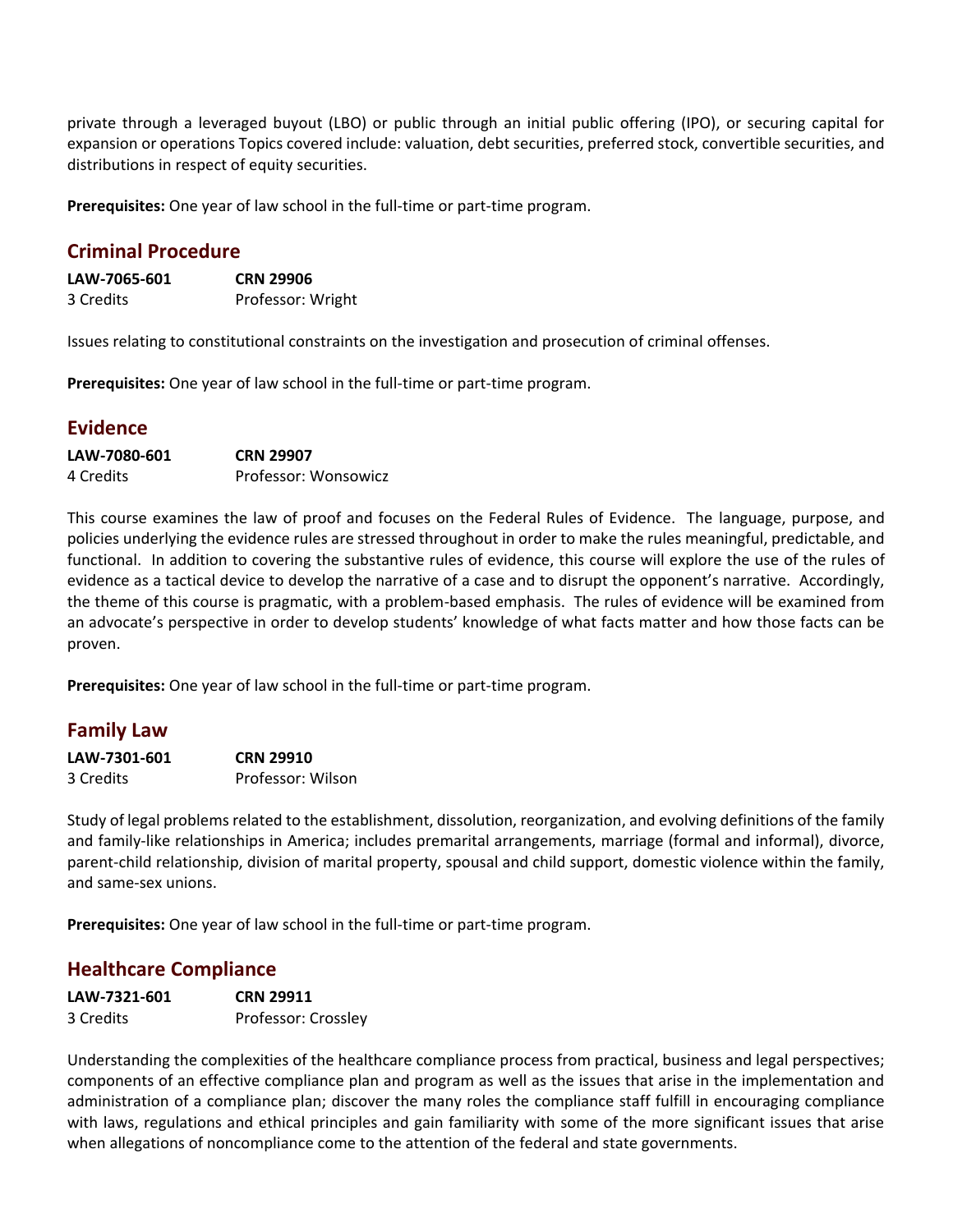private through a leveraged buyout (LBO) or public through an initial public offering (IPO), or securing capital for expansion or operations Topics covered include: valuation, debt securities, preferred stock, convertible securities, and distributions in respect of equity securities.

**Prerequisites:** One year of law school in the full-time or part-time program.

## Criminal Procedure

**LAW-7065-601** **CRN 29906**
3 Credits Professor: Wright

Issues relating to constitutional constraints on the investigation and prosecution of criminal offenses.

**Prerequisites:** One year of law school in the full-time or part-time program.

## Evidence

**LAW-7080-601** **CRN 29907**
4 Credits Professor: Wonsowicz

This course examines the law of proof and focuses on the Federal Rules of Evidence. The language, purpose, and policies underlying the evidence rules are stressed throughout in order to make the rules meaningful, predictable, and functional. In addition to covering the substantive rules of evidence, this course will explore the use of the rules of evidence as a tactical device to develop the narrative of a case and to disrupt the opponent's narrative. Accordingly, the theme of this course is pragmatic, with a problem-based emphasis. The rules of evidence will be examined from an advocate's perspective in order to develop students' knowledge of what facts matter and how those facts can be proven.

**Prerequisites:** One year of law school in the full-time or part-time program.

## Family Law

**LAW-7301-601** **CRN 29910**
3 Credits Professor: Wilson

Study of legal problems related to the establishment, dissolution, reorganization, and evolving definitions of the family and family-like relationships in America; includes premarital arrangements, marriage (formal and informal), divorce, parent-child relationship, division of marital property, spousal and child support, domestic violence within the family, and same-sex unions.

**Prerequisites:** One year of law school in the full-time or part-time program.

## Healthcare Compliance

**LAW-7321-601** **CRN 29911**
3 Credits Professor: Crossley

Understanding the complexities of the healthcare compliance process from practical, business and legal perspectives; components of an effective compliance plan and program as well as the issues that arise in the implementation and administration of a compliance plan; discover the many roles the compliance staff fulfill in encouraging compliance with laws, regulations and ethical principles and gain familiarity with some of the more significant issues that arise when allegations of noncompliance come to the attention of the federal and state governments.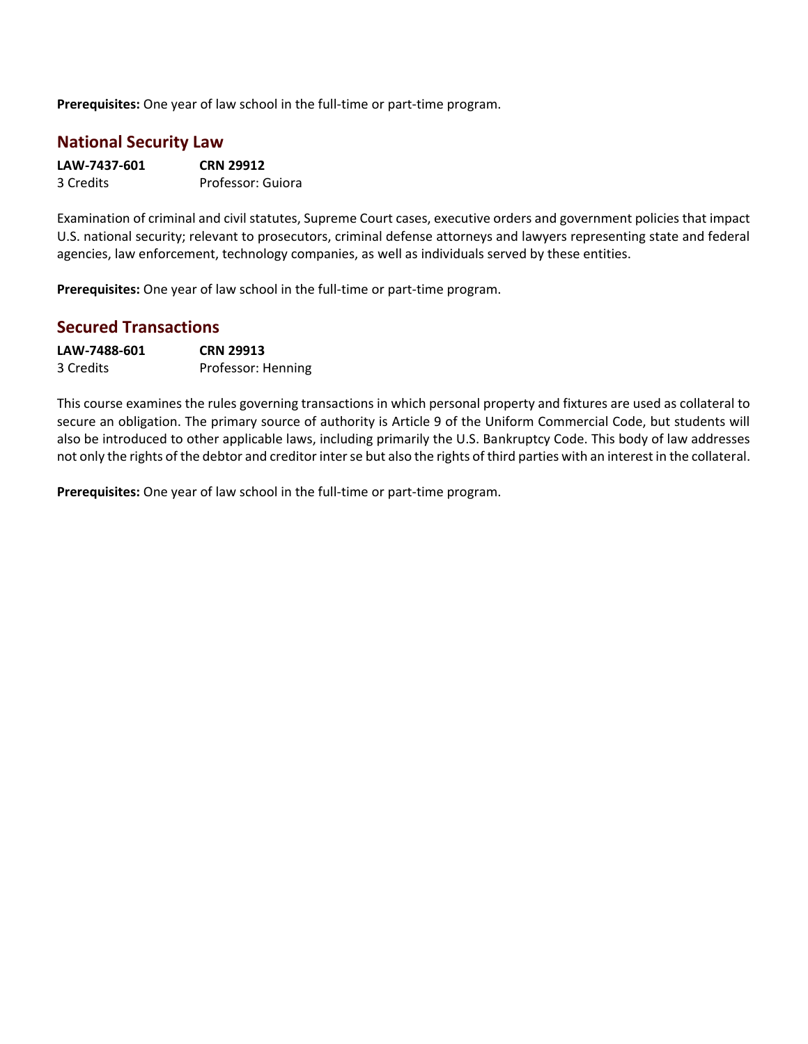**Prerequisites:** One year of law school in the full-time or part-time program.

## National Security Law

**LAW-7437-601** **CRN 29912**
3 Credits Professor: Guiora

Examination of criminal and civil statutes, Supreme Court cases, executive orders and government policies that impact U.S. national security; relevant to prosecutors, criminal defense attorneys and lawyers representing state and federal agencies, law enforcement, technology companies, as well as individuals served by these entities.

**Prerequisites:** One year of law school in the full-time or part-time program.

## Secured Transactions

**LAW-7488-601** **CRN 29913**
3 Credits Professor: Henning

This course examines the rules governing transactions in which personal property and fixtures are used as collateral to secure an obligation. The primary source of authority is Article 9 of the Uniform Commercial Code, but students will also be introduced to other applicable laws, including primarily the U.S. Bankruptcy Code. This body of law addresses not only the rights of the debtor and creditor inter se but also the rights of third parties with an interest in the collateral.

**Prerequisites:** One year of law school in the full-time or part-time program.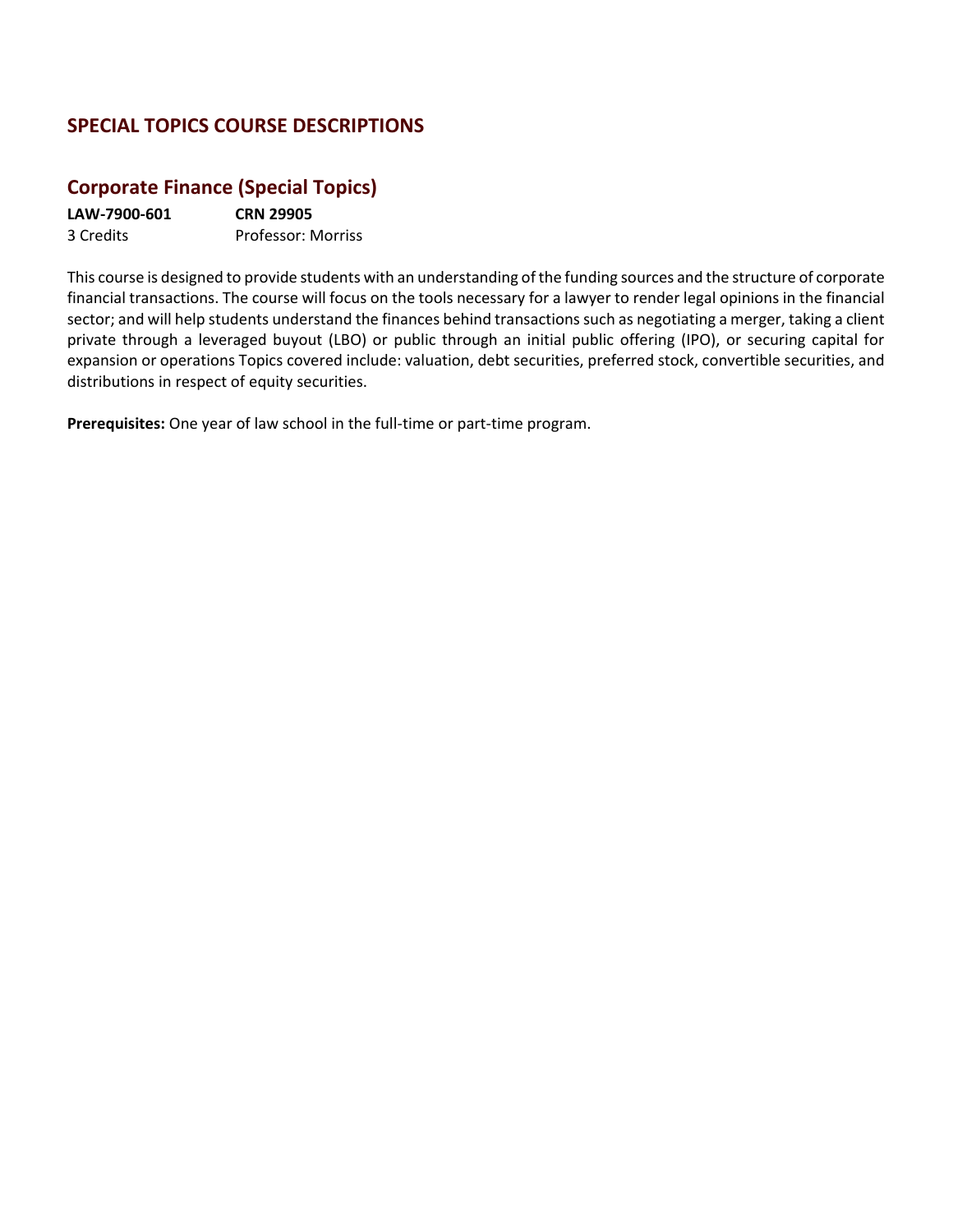## SPECIAL TOPICS COURSE DESCRIPTIONS

### Corporate Finance (Special Topics)

**LAW-7900-601** **CRN 29905**
3 Credits Professor: Morriss

This course is designed to provide students with an understanding of the funding sources and the structure of corporate financial transactions. The course will focus on the tools necessary for a lawyer to render legal opinions in the financial sector; and will help students understand the finances behind transactions such as negotiating a merger, taking a client private through a leveraged buyout (LBO) or public through an initial public offering (IPO), or securing capital for expansion or operations Topics covered include: valuation, debt securities, preferred stock, convertible securities, and distributions in respect of equity securities.

**Prerequisites:** One year of law school in the full-time or part-time program.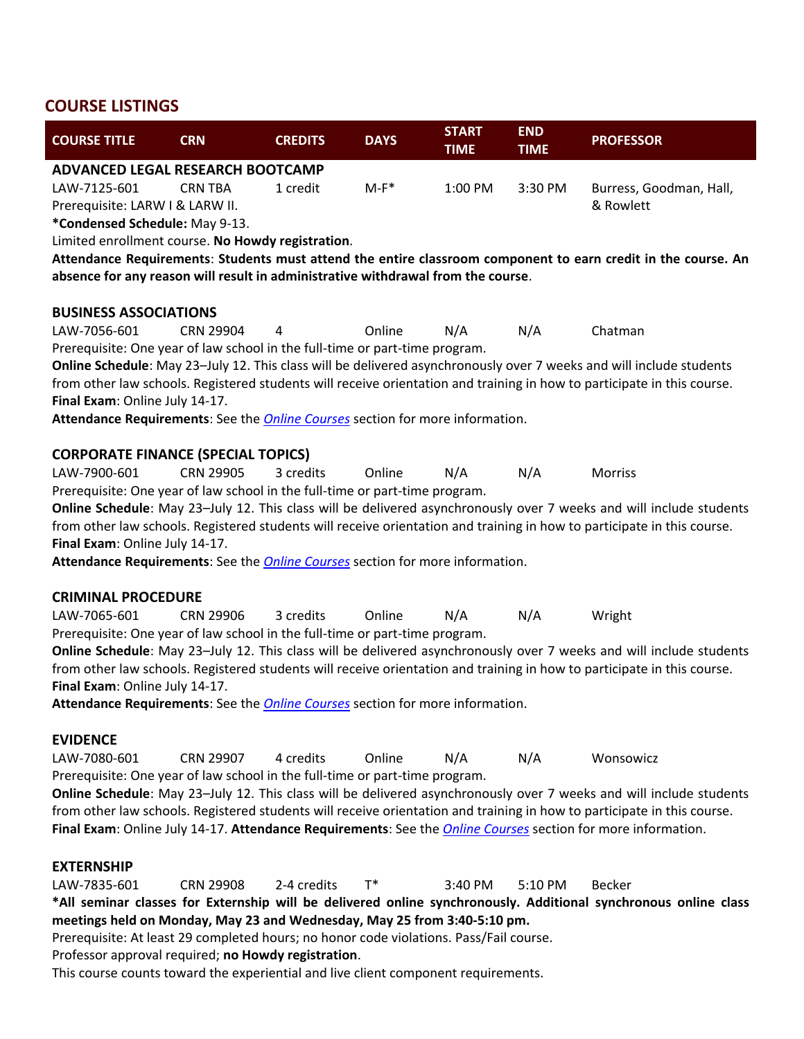## COURSE LISTINGS

| COURSE TITLE | CRN | CREDITS | DAYS | START TIME | END TIME | PROFESSOR |
|---|---|---|---|---|---|---|

**ADVANCED LEGAL RESEARCH BOOTCAMP**

| LAW-7125-601 | CRN TBA | 1 credit | M-F* | 1:00 PM | 3:30 PM | Burress, Goodman, Hall, & Rowlett |
|---|---|---|---|---|---|---|

Prerequisite: LARW I & LARW II.

**\*Condensed Schedule:** May 9-13.

Limited enrollment course. **No Howdy registration**.

**Attendance Requirements**: **Students must attend the entire classroom component to earn credit in the course. An absence for any reason will result in administrative withdrawal from the course**.

**BUSINESS ASSOCIATIONS**

| LAW-7056-601 | CRN 29904 | 4 | Online | N/A | N/A | Chatman |
|---|---|---|---|---|---|---|

Prerequisite: One year of law school in the full-time or part-time program.

**Online Schedule**: May 23–July 12. This class will be delivered asynchronously over 7 weeks and will include students from other law schools. Registered students will receive orientation and training in how to participate in this course.

**Final Exam**: Online July 14-17.

**Attendance Requirements**: See the *Online Courses* section for more information.

**CORPORATE FINANCE (SPECIAL TOPICS)**

| LAW-7900-601 | CRN 29905 | 3 credits | Online | N/A | N/A | Morriss |
|---|---|---|---|---|---|---|

Prerequisite: One year of law school in the full-time or part-time program.

**Online Schedule**: May 23–July 12. This class will be delivered asynchronously over 7 weeks and will include students from other law schools. Registered students will receive orientation and training in how to participate in this course.

**Final Exam**: Online July 14-17.

**Attendance Requirements**: See the *Online Courses* section for more information.

**CRIMINAL PROCEDURE**

| LAW-7065-601 | CRN 29906 | 3 credits | Online | N/A | N/A | Wright |
|---|---|---|---|---|---|---|

Prerequisite: One year of law school in the full-time or part-time program.

**Online Schedule**: May 23–July 12. This class will be delivered asynchronously over 7 weeks and will include students from other law schools. Registered students will receive orientation and training in how to participate in this course.

**Final Exam**: Online July 14-17.

**Attendance Requirements**: See the *Online Courses* section for more information.

**EVIDENCE**

| LAW-7080-601 | CRN 29907 | 4 credits | Online | N/A | N/A | Wonsowicz |
|---|---|---|---|---|---|---|

Prerequisite: One year of law school in the full-time or part-time program.

**Online Schedule**: May 23–July 12. This class will be delivered asynchronously over 7 weeks and will include students from other law schools. Registered students will receive orientation and training in how to participate in this course.

**Final Exam**: Online July 14-17. **Attendance Requirements**: See the *Online Courses* section for more information.

**EXTERNSHIP**

| LAW-7835-601 | CRN 29908 | 2-4 credits | T* | 3:40 PM | 5:10 PM | Becker |
|---|---|---|---|---|---|---|

**\*All seminar classes for Externship will be delivered online synchronously. Additional synchronous online class meetings held on Monday, May 23 and Wednesday, May 25 from 3:40-5:10 pm.**

Prerequisite: At least 29 completed hours; no honor code violations. Pass/Fail course.

Professor approval required; **no Howdy registration**.

This course counts toward the experiential and live client component requirements.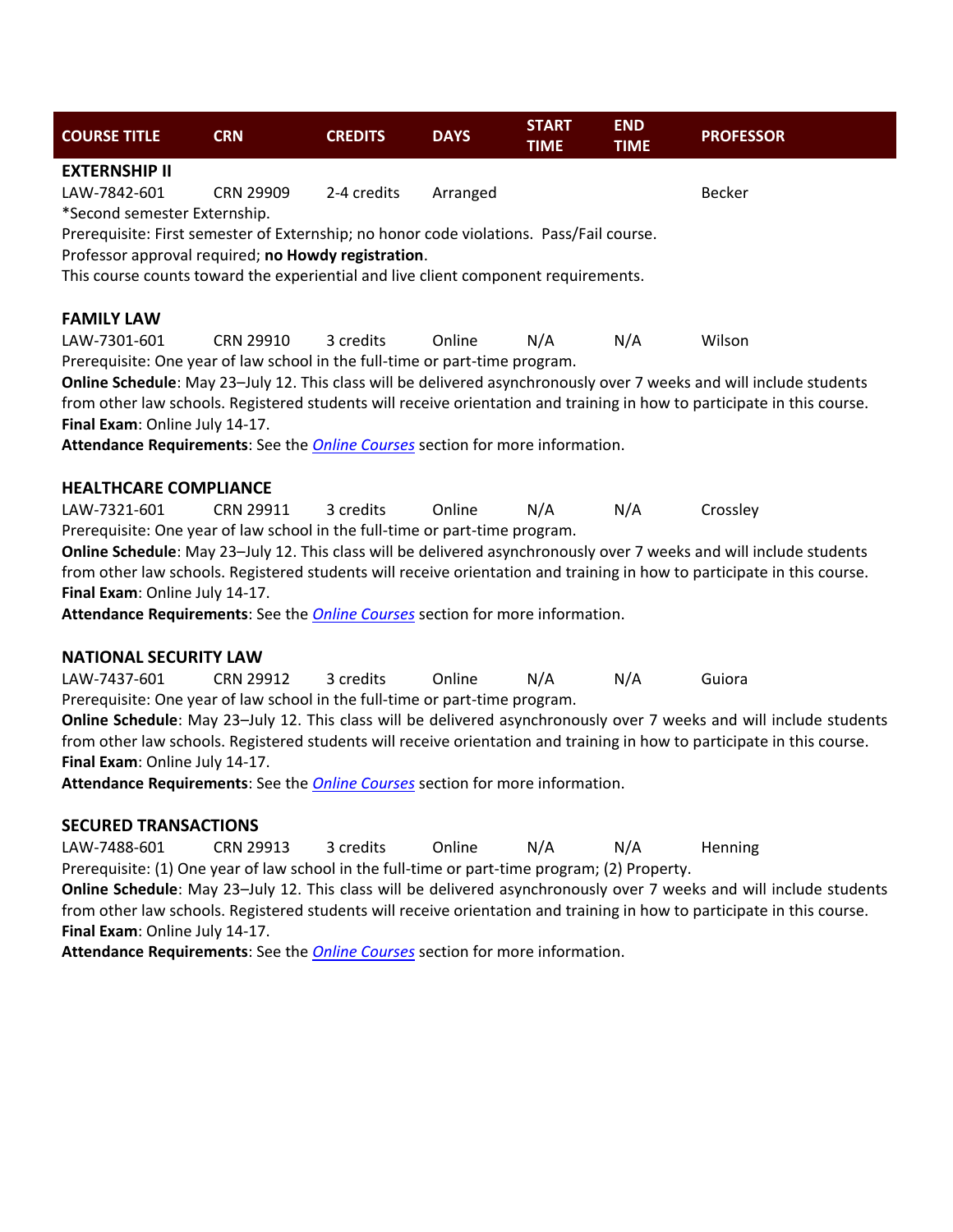| COURSE TITLE | CRN | CREDITS | DAYS | START TIME | END TIME | PROFESSOR |
|---|---|---|---|---|---|---|

**EXTERNSHIP II**

| LAW-7842-601 | CRN 29909 | 2-4 credits | Arranged | | | Becker |
|---|---|---|---|---|---|---|

*Second semester Externship.
Prerequisite: First semester of Externship; no honor code violations. Pass/Fail course.
Professor approval required; **no Howdy registration**.
This course counts toward the experiential and live client component requirements.

**FAMILY LAW**

| LAW-7301-601 | CRN 29910 | 3 credits | Online | N/A | N/A | Wilson |
|---|---|---|---|---|---|---|

Prerequisite: One year of law school in the full-time or part-time program.
**Online Schedule**: May 23–July 12. This class will be delivered asynchronously over 7 weeks and will include students from other law schools. Registered students will receive orientation and training in how to participate in this course.
**Final Exam**: Online July 14-17.
**Attendance Requirements**: See the *Online Courses* section for more information.

**HEALTHCARE COMPLIANCE**

| LAW-7321-601 | CRN 29911 | 3 credits | Online | N/A | N/A | Crossley |
|---|---|---|---|---|---|---|

Prerequisite: One year of law school in the full-time or part-time program.
**Online Schedule**: May 23–July 12. This class will be delivered asynchronously over 7 weeks and will include students from other law schools. Registered students will receive orientation and training in how to participate in this course.
**Final Exam**: Online July 14-17.
**Attendance Requirements**: See the *Online Courses* section for more information.

**NATIONAL SECURITY LAW**

| LAW-7437-601 | CRN 29912 | 3 credits | Online | N/A | N/A | Guiora |
|---|---|---|---|---|---|---|

Prerequisite: One year of law school in the full-time or part-time program.
**Online Schedule**: May 23–July 12. This class will be delivered asynchronously over 7 weeks and will include students from other law schools. Registered students will receive orientation and training in how to participate in this course.
**Final Exam**: Online July 14-17.
**Attendance Requirements**: See the *Online Courses* section for more information.

**SECURED TRANSACTIONS**

| LAW-7488-601 | CRN 29913 | 3 credits | Online | N/A | N/A | Henning |
|---|---|---|---|---|---|---|

Prerequisite: (1) One year of law school in the full-time or part-time program; (2) Property.
**Online Schedule**: May 23–July 12. This class will be delivered asynchronously over 7 weeks and will include students from other law schools. Registered students will receive orientation and training in how to participate in this course.
**Final Exam**: Online July 14-17.
**Attendance Requirements**: See the *Online Courses* section for more information.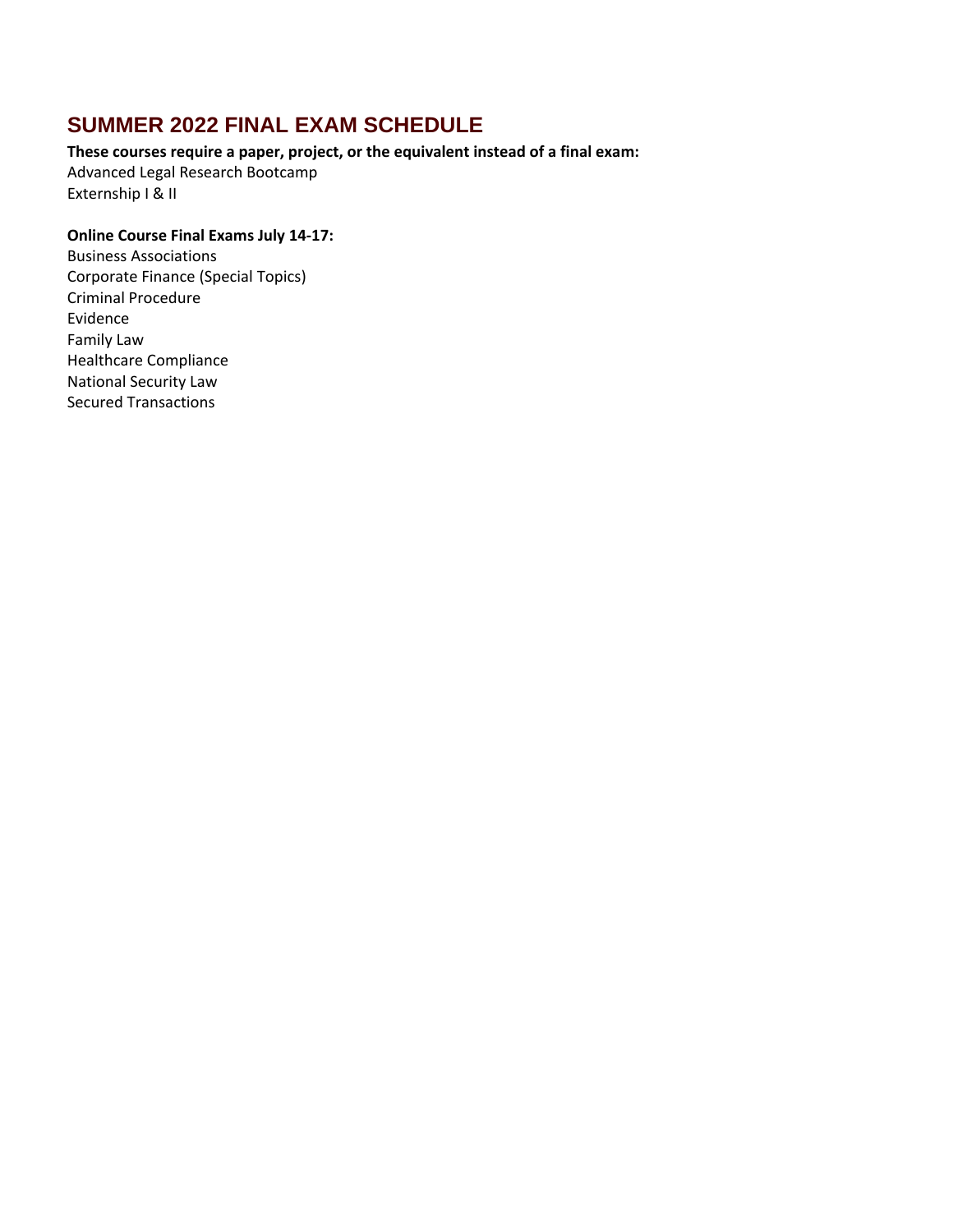## SUMMER 2022 FINAL EXAM SCHEDULE

**These courses require a paper, project, or the equivalent instead of a final exam:**

Advanced Legal Research Bootcamp
Externship I & II

**Online Course Final Exams July 14-17:**

Business Associations
Corporate Finance (Special Topics)
Criminal Procedure
Evidence
Family Law
Healthcare Compliance
National Security Law
Secured Transactions